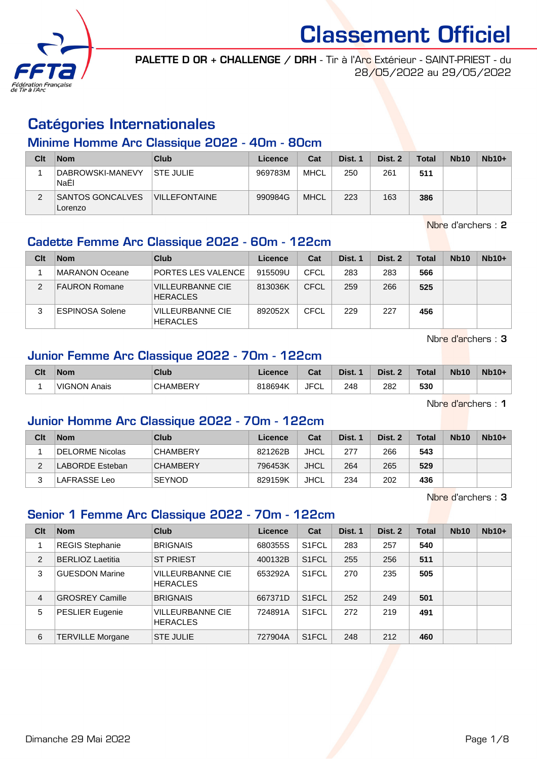# Classement Officiel

**PALETTE D OR + CHALLENGE / DRH** - Tir à l'Arc Extérieur - SAINT-PRIEST - du 28/05/2022 au 29/05/2022

## Catégories Internationales

### Minime Homme Arc Classique 2022 - 40m - 80cm

| Clt | Nom | Club | Licence | Cat | Dist. 1 | Dist. 2 | Total | Nb10 | Nb10+ |
|---|---|---|---|---|---|---|---|---|---|
| 1 | DABROWSKI-MANEVY NaËl | STE JULIE | 969783M | MHCL | 250 | 261 | **511** | | |
| 2 | SANTOS GONCALVES Lorenzo | VILLEFONTAINE | 990984G | MHCL | 223 | 163 | **386** | | |

Nbre d'archers : **2**

### Cadette Femme Arc Classique 2022 - 60m - 122cm

| Clt | Nom | Club | Licence | Cat | Dist. 1 | Dist. 2 | Total | Nb10 | Nb10+ |
|---|---|---|---|---|---|---|---|---|---|
| 1 | MARANON Oceane | PORTES LES VALENCE | 915509U | CFCL | 283 | 283 | **566** | | |
| 2 | FAURON Romane | VILLEURBANNE CIE HERACLES | 813036K | CFCL | 259 | 266 | **525** | | |
| 3 | ESPINOSA Solene | VILLEURBANNE CIE HERACLES | 892052X | CFCL | 229 | 227 | **456** | | |

Nbre d'archers : **3**

### Junior Femme Arc Classique 2022 - 70m - 122cm

| Clt | Nom | Club | Licence | Cat | Dist. 1 | Dist. 2 | Total | Nb10 | Nb10+ |
|---|---|---|---|---|---|---|---|---|---|
| 1 | VIGNON Anais | CHAMBERY | 818694K | JFCL | 248 | 282 | **530** | | |

Nbre d'archers : **1**

### Junior Homme Arc Classique 2022 - 70m - 122cm

| Clt | Nom | Club | Licence | Cat | Dist. 1 | Dist. 2 | Total | Nb10 | Nb10+ |
|---|---|---|---|---|---|---|---|---|---|
| 1 | DELORME Nicolas | CHAMBERY | 821262B | JHCL | 277 | 266 | **543** | | |
| 2 | LABORDE Esteban | CHAMBERY | 796453K | JHCL | 264 | 265 | **529** | | |
| 3 | LAFRASSE Leo | SEYNOD | 829159K | JHCL | 234 | 202 | **436** | | |

Nbre d'archers : **3**

### Senior 1 Femme Arc Classique 2022 - 70m - 122cm

| Clt | Nom | Club | Licence | Cat | Dist. 1 | Dist. 2 | Total | Nb10 | Nb10+ |
|---|---|---|---|---|---|---|---|---|---|
| 1 | REGIS Stephanie | BRIGNAIS | 680355S | S1FCL | 283 | 257 | **540** | | |
| 2 | BERLIOZ Laetitia | ST PRIEST | 400132B | S1FCL | 255 | 256 | **511** | | |
| 3 | GUESDON Marine | VILLEURBANNE CIE HERACLES | 653292A | S1FCL | 270 | 235 | **505** | | |
| 4 | GROSREY Camille | BRIGNAIS | 667371D | S1FCL | 252 | 249 | **501** | | |
| 5 | PESLIER Eugenie | VILLEURBANNE CIE HERACLES | 724891A | S1FCL | 272 | 219 | **491** | | |
| 6 | TERVILLE Morgane | STE JULIE | 727904A | S1FCL | 248 | 212 | **460** | | |

Dimanche 29 Mai 2022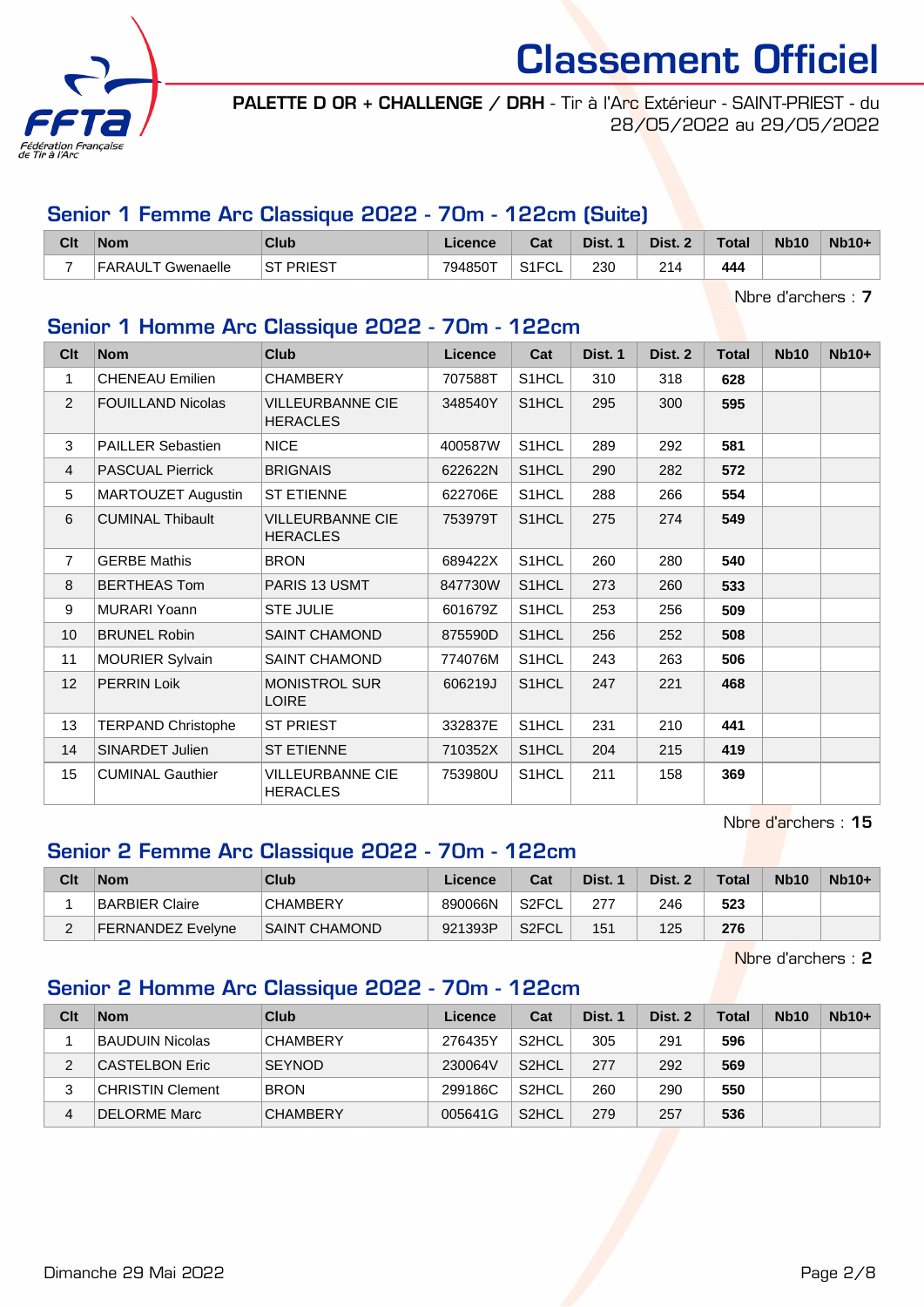# Classement Officiel

**PALETTE D OR + CHALLENGE / DRH** - Tir à l'Arc Extérieur - SAINT-PRIEST - du 28/05/2022 au 29/05/2022

## Senior 1 Femme Arc Classique 2022 - 70m - 122cm (Suite)

| Clt | Nom | Club | Licence | Cat | Dist. 1 | Dist. 2 | Total | Nb10 | Nb10+ |
|---|---|---|---|---|---|---|---|---|---|
| 7 | FARAULT Gwenaelle | ST PRIEST | 794850T | S1FCL | 230 | 214 | **444** | | |

Nbre d'archers : **7**

## Senior 1 Homme Arc Classique 2022 - 70m - 122cm

| Clt | Nom | Club | Licence | Cat | Dist. 1 | Dist. 2 | Total | Nb10 | Nb10+ |
|---|---|---|---|---|---|---|---|---|---|
| 1 | CHENEAU Emilien | CHAMBERY | 707588T | S1HCL | 310 | 318 | **628** | | |
| 2 | FOUILLAND Nicolas | VILLEURBANNE CIE HERACLES | 348540Y | S1HCL | 295 | 300 | **595** | | |
| 3 | PAILLER Sebastien | NICE | 400587W | S1HCL | 289 | 292 | **581** | | |
| 4 | PASCUAL Pierrick | BRIGNAIS | 622622N | S1HCL | 290 | 282 | **572** | | |
| 5 | MARTOUZET Augustin | ST ETIENNE | 622706E | S1HCL | 288 | 266 | **554** | | |
| 6 | CUMINAL Thibault | VILLEURBANNE CIE HERACLES | 753979T | S1HCL | 275 | 274 | **549** | | |
| 7 | GERBE Mathis | BRON | 689422X | S1HCL | 260 | 280 | **540** | | |
| 8 | BERTHEAS Tom | PARIS 13 USMT | 847730W | S1HCL | 273 | 260 | **533** | | |
| 9 | MURARI Yoann | STE JULIE | 601679Z | S1HCL | 253 | 256 | **509** | | |
| 10 | BRUNEL Robin | SAINT CHAMOND | 875590D | S1HCL | 256 | 252 | **508** | | |
| 11 | MOURIER Sylvain | SAINT CHAMOND | 774076M | S1HCL | 243 | 263 | **506** | | |
| 12 | PERRIN Loik | MONISTROL SUR LOIRE | 606219J | S1HCL | 247 | 221 | **468** | | |
| 13 | TERPAND Christophe | ST PRIEST | 332837E | S1HCL | 231 | 210 | **441** | | |
| 14 | SINARDET Julien | ST ETIENNE | 710352X | S1HCL | 204 | 215 | **419** | | |
| 15 | CUMINAL Gauthier | VILLEURBANNE CIE HERACLES | 753980U | S1HCL | 211 | 158 | **369** | | |

Nbre d'archers : **15**

## Senior 2 Femme Arc Classique 2022 - 70m - 122cm

| Clt | Nom | Club | Licence | Cat | Dist. 1 | Dist. 2 | Total | Nb10 | Nb10+ |
|---|---|---|---|---|---|---|---|---|---|
| 1 | BARBIER Claire | CHAMBERY | 890066N | S2FCL | 277 | 246 | **523** | | |
| 2 | FERNANDEZ Evelyne | SAINT CHAMOND | 921393P | S2FCL | 151 | 125 | **276** | | |

Nbre d'archers : **2**

## Senior 2 Homme Arc Classique 2022 - 70m - 122cm

| Clt | Nom | Club | Licence | Cat | Dist. 1 | Dist. 2 | Total | Nb10 | Nb10+ |
|---|---|---|---|---|---|---|---|---|---|
| 1 | BAUDUIN Nicolas | CHAMBERY | 276435Y | S2HCL | 305 | 291 | **596** | | |
| 2 | CASTELBON Eric | SEYNOD | 230064V | S2HCL | 277 | 292 | **569** | | |
| 3 | CHRISTIN Clement | BRON | 299186C | S2HCL | 260 | 290 | **550** | | |
| 4 | DELORME Marc | CHAMBERY | 005641G | S2HCL | 279 | 257 | **536** | | |

Dimanche 29 Mai 2022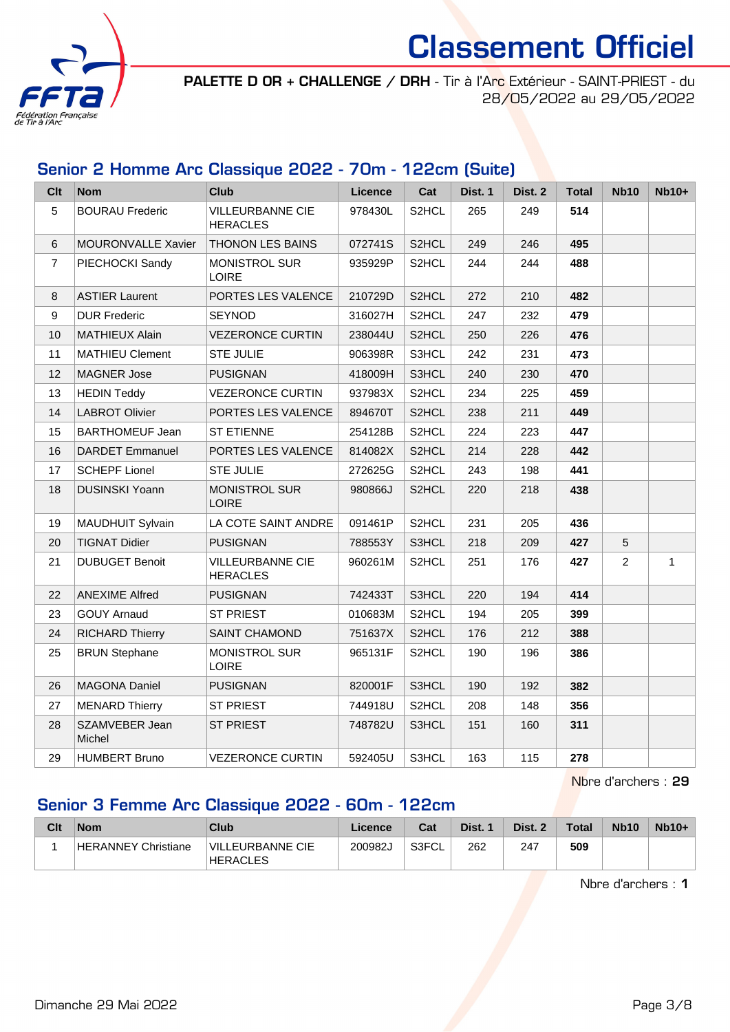# Classement Officiel

**PALETTE D OR + CHALLENGE / DRH** - Tir à l'Arc Extérieur - SAINT-PRIEST - du 28/05/2022 au 29/05/2022

## Senior 2 Homme Arc Classique 2022 - 70m - 122cm (Suite)

| Clt | Nom | Club | Licence | Cat | Dist. 1 | Dist. 2 | Total | Nb10 | Nb10+ |
|---|---|---|---|---|---|---|---|---|---|
| 5 | BOURAU Frederic | VILLEURBANNE CIE HERACLES | 978430L | S2HCL | 265 | 249 | **514** | | |
| 6 | MOURONVALLE Xavier | THONON LES BAINS | 072741S | S2HCL | 249 | 246 | **495** | | |
| 7 | PIECHOCKI Sandy | MONISTROL SUR LOIRE | 935929P | S2HCL | 244 | 244 | **488** | | |
| 8 | ASTIER Laurent | PORTES LES VALENCE | 210729D | S2HCL | 272 | 210 | **482** | | |
| 9 | DUR Frederic | SEYNOD | 316027H | S2HCL | 247 | 232 | **479** | | |
| 10 | MATHIEUX Alain | VEZERONCE CURTIN | 238044U | S2HCL | 250 | 226 | **476** | | |
| 11 | MATHIEU Clement | STE JULIE | 906398R | S3HCL | 242 | 231 | **473** | | |
| 12 | MAGNER Jose | PUSIGNAN | 418009H | S3HCL | 240 | 230 | **470** | | |
| 13 | HEDIN Teddy | VEZERONCE CURTIN | 937983X | S2HCL | 234 | 225 | **459** | | |
| 14 | LABROT Olivier | PORTES LES VALENCE | 894670T | S2HCL | 238 | 211 | **449** | | |
| 15 | BARTHOMEUF Jean | ST ETIENNE | 254128B | S2HCL | 224 | 223 | **447** | | |
| 16 | DARDET Emmanuel | PORTES LES VALENCE | 814082X | S2HCL | 214 | 228 | **442** | | |
| 17 | SCHEPF Lionel | STE JULIE | 272625G | S2HCL | 243 | 198 | **441** | | |
| 18 | DUSINSKI Yoann | MONISTROL SUR LOIRE | 980866J | S2HCL | 220 | 218 | **438** | | |
| 19 | MAUDHUIT Sylvain | LA COTE SAINT ANDRE | 091461P | S2HCL | 231 | 205 | **436** | | |
| 20 | TIGNAT Didier | PUSIGNAN | 788553Y | S3HCL | 218 | 209 | **427** | 5 | |
| 21 | DUBUGET Benoit | VILLEURBANNE CIE HERACLES | 960261M | S2HCL | 251 | 176 | **427** | 2 | 1 |
| 22 | ANEXIME Alfred | PUSIGNAN | 742433T | S3HCL | 220 | 194 | **414** | | |
| 23 | GOUY Arnaud | ST PRIEST | 010683M | S2HCL | 194 | 205 | **399** | | |
| 24 | RICHARD Thierry | SAINT CHAMOND | 751637X | S2HCL | 176 | 212 | **388** | | |
| 25 | BRUN Stephane | MONISTROL SUR LOIRE | 965131F | S2HCL | 190 | 196 | **386** | | |
| 26 | MAGONA Daniel | PUSIGNAN | 820001F | S3HCL | 190 | 192 | **382** | | |
| 27 | MENARD Thierry | ST PRIEST | 744918U | S2HCL | 208 | 148 | **356** | | |
| 28 | SZAMVEBER Jean Michel | ST PRIEST | 748782U | S3HCL | 151 | 160 | **311** | | |
| 29 | HUMBERT Bruno | VEZERONCE CURTIN | 592405U | S3HCL | 163 | 115 | **278** | | |

Nbre d'archers : **29**

## Senior 3 Femme Arc Classique 2022 - 60m - 122cm

| Clt | Nom | Club | Licence | Cat | Dist. 1 | Dist. 2 | Total | Nb10 | Nb10+ |
|---|---|---|---|---|---|---|---|---|---|
| 1 | HERANNEY Christiane | VILLEURBANNE CIE HERACLES | 200982J | S3FCL | 262 | 247 | **509** | | |

Nbre d'archers : **1**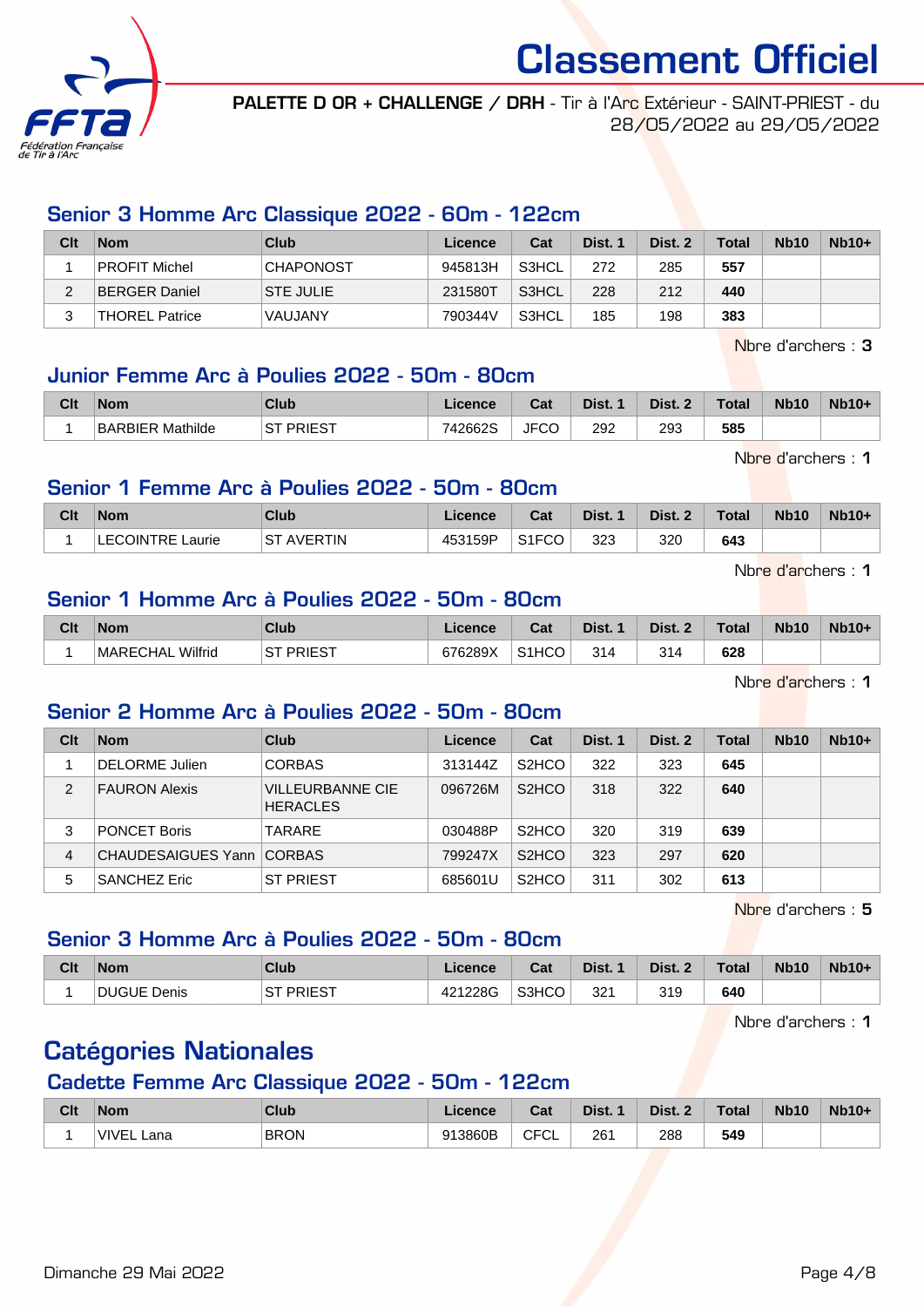# Classement Officiel

**PALETTE D OR + CHALLENGE / DRH** - Tir à l'Arc Extérieur - SAINT-PRIEST - du 28/05/2022 au 29/05/2022

## Senior 3 Homme Arc Classique 2022 - 60m - 122cm

| Clt | Nom | Club | Licence | Cat | Dist. 1 | Dist. 2 | Total | Nb10 | Nb10+ |
|---|---|---|---|---|---|---|---|---|---|
| 1 | PROFIT Michel | CHAPONOST | 945813H | S3HCL | 272 | 285 | **557** | | |
| 2 | BERGER Daniel | STE JULIE | 231580T | S3HCL | 228 | 212 | **440** | | |
| 3 | THOREL Patrice | VAUJANY | 790344V | S3HCL | 185 | 198 | **383** | | |

Nbre d'archers : **3**

## Junior Femme Arc à Poulies 2022 - 50m - 80cm

| Clt | Nom | Club | Licence | Cat | Dist. 1 | Dist. 2 | Total | Nb10 | Nb10+ |
|---|---|---|---|---|---|---|---|---|---|
| 1 | BARBIER Mathilde | ST PRIEST | 742662S | JFCO | 292 | 293 | **585** | | |

Nbre d'archers : **1**

## Senior 1 Femme Arc à Poulies 2022 - 50m - 80cm

| Clt | Nom | Club | Licence | Cat | Dist. 1 | Dist. 2 | Total | Nb10 | Nb10+ |
|---|---|---|---|---|---|---|---|---|---|
| 1 | LECOINTRE Laurie | ST AVERTIN | 453159P | S1FCO | 323 | 320 | **643** | | |

Nbre d'archers : **1**

## Senior 1 Homme Arc à Poulies 2022 - 50m - 80cm

| Clt | Nom | Club | Licence | Cat | Dist. 1 | Dist. 2 | Total | Nb10 | Nb10+ |
|---|---|---|---|---|---|---|---|---|---|
| 1 | MARECHAL Wilfrid | ST PRIEST | 676289X | S1HCO | 314 | 314 | **628** | | |

Nbre d'archers : **1**

## Senior 2 Homme Arc à Poulies 2022 - 50m - 80cm

| Clt | Nom | Club | Licence | Cat | Dist. 1 | Dist. 2 | Total | Nb10 | Nb10+ |
|---|---|---|---|---|---|---|---|---|---|
| 1 | DELORME Julien | CORBAS | 313144Z | S2HCO | 322 | 323 | **645** | | |
| 2 | FAURON Alexis | VILLEURBANNE CIE HERACLES | 096726M | S2HCO | 318 | 322 | **640** | | |
| 3 | PONCET Boris | TARARE | 030488P | S2HCO | 320 | 319 | **639** | | |
| 4 | CHAUDESAIGUES Yann | CORBAS | 799247X | S2HCO | 323 | 297 | **620** | | |
| 5 | SANCHEZ Eric | ST PRIEST | 685601U | S2HCO | 311 | 302 | **613** | | |

Nbre d'archers : **5**

## Senior 3 Homme Arc à Poulies 2022 - 50m - 80cm

| Clt | Nom | Club | Licence | Cat | Dist. 1 | Dist. 2 | Total | Nb10 | Nb10+ |
|---|---|---|---|---|---|---|---|---|---|
| 1 | DUGUE Denis | ST PRIEST | 421228G | S3HCO | 321 | 319 | **640** | | |

Nbre d'archers : **1**

# Catégories Nationales

## Cadette Femme Arc Classique 2022 - 50m - 122cm

| Clt | Nom | Club | Licence | Cat | Dist. 1 | Dist. 2 | Total | Nb10 | Nb10+ |
|---|---|---|---|---|---|---|---|---|---|
| 1 | VIVEL Lana | BRON | 913860B | CFCL | 261 | 288 | **549** | | |

Dimanche 29 Mai 2022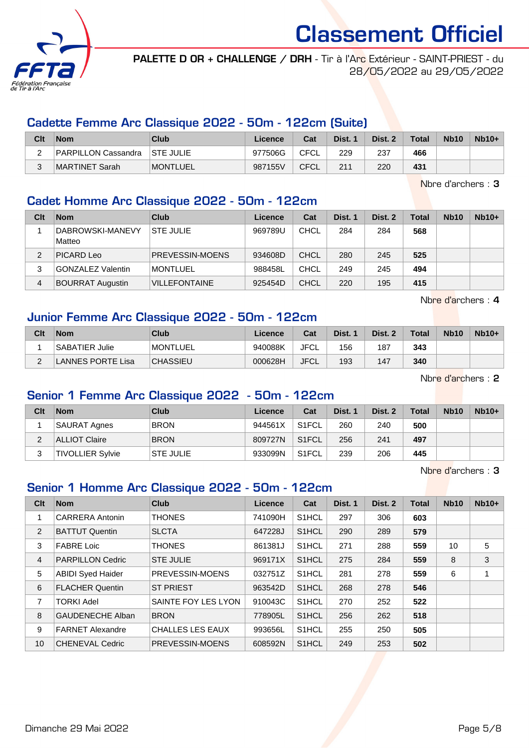# Classement Officiel

**PALETTE D OR + CHALLENGE / DRH** - Tir à l'Arc Extérieur - SAINT-PRIEST - du 28/05/2022 au 29/05/2022

## Cadette Femme Arc Classique 2022 - 50m - 122cm (Suite)

| Clt | Nom | Club | Licence | Cat | Dist. 1 | Dist. 2 | Total | Nb10 | Nb10+ |
|---|---|---|---|---|---|---|---|---|---|
| 2 | PARPILLON Cassandra | STE JULIE | 977506G | CFCL | 229 | 237 | **466** | | |
| 3 | MARTINET Sarah | MONTLUEL | 987155V | CFCL | 211 | 220 | **431** | | |

Nbre d'archers : **3**

## Cadet Homme Arc Classique 2022 - 50m - 122cm

| Clt | Nom | Club | Licence | Cat | Dist. 1 | Dist. 2 | Total | Nb10 | Nb10+ |
|---|---|---|---|---|---|---|---|---|---|
| 1 | DABROWSKI-MANEVY Matteo | STE JULIE | 969789U | CHCL | 284 | 284 | **568** | | |
| 2 | PICARD Leo | PREVESSIN-MOENS | 934608D | CHCL | 280 | 245 | **525** | | |
| 3 | GONZALEZ Valentin | MONTLUEL | 988458L | CHCL | 249 | 245 | **494** | | |
| 4 | BOURRAT Augustin | VILLEFONTAINE | 925454D | CHCL | 220 | 195 | **415** | | |

Nbre d'archers : **4**

## Junior Femme Arc Classique 2022 - 50m - 122cm

| Clt | Nom | Club | Licence | Cat | Dist. 1 | Dist. 2 | Total | Nb10 | Nb10+ |
|---|---|---|---|---|---|---|---|---|---|
| 1 | SABATIER Julie | MONTLUEL | 940088K | JFCL | 156 | 187 | **343** | | |
| 2 | LANNES PORTE Lisa | CHASSIEU | 000628H | JFCL | 193 | 147 | **340** | | |

Nbre d'archers : **2**

## Senior 1 Femme Arc Classique 2022 - 50m - 122cm

| Clt | Nom | Club | Licence | Cat | Dist. 1 | Dist. 2 | Total | Nb10 | Nb10+ |
|---|---|---|---|---|---|---|---|---|---|
| 1 | SAURAT Agnes | BRON | 944561X | S1FCL | 260 | 240 | **500** | | |
| 2 | ALLIOT Claire | BRON | 809727N | S1FCL | 256 | 241 | **497** | | |
| 3 | TIVOLLIER Sylvie | STE JULIE | 933099N | S1FCL | 239 | 206 | **445** | | |

Nbre d'archers : **3**

## Senior 1 Homme Arc Classique 2022 - 50m - 122cm

| Clt | Nom | Club | Licence | Cat | Dist. 1 | Dist. 2 | Total | Nb10 | Nb10+ |
|---|---|---|---|---|---|---|---|---|---|
| 1 | CARRERA Antonin | THONES | 741090H | S1HCL | 297 | 306 | **603** | | |
| 2 | BATTUT Quentin | SLCTA | 647228J | S1HCL | 290 | 289 | **579** | | |
| 3 | FABRE Loic | THONES | 861381J | S1HCL | 271 | 288 | **559** | 10 | 5 |
| 4 | PARPILLON Cedric | STE JULIE | 969171X | S1HCL | 275 | 284 | **559** | 8 | 3 |
| 5 | ABIDI Syed Haider | PREVESSIN-MOENS | 032751Z | S1HCL | 281 | 278 | **559** | 6 | 1 |
| 6 | FLACHER Quentin | ST PRIEST | 963542D | S1HCL | 268 | 278 | **546** | | |
| 7 | TORKI Adel | SAINTE FOY LES LYON | 910043C | S1HCL | 270 | 252 | **522** | | |
| 8 | GAUDENECHE Alban | BRON | 778905L | S1HCL | 256 | 262 | **518** | | |
| 9 | FARNET Alexandre | CHALLES LES EAUX | 993656L | S1HCL | 255 | 250 | **505** | | |
| 10 | CHENEVAL Cedric | PREVESSIN-MOENS | 608592N | S1HCL | 249 | 253 | **502** | | |

Dimanche 29 Mai 2022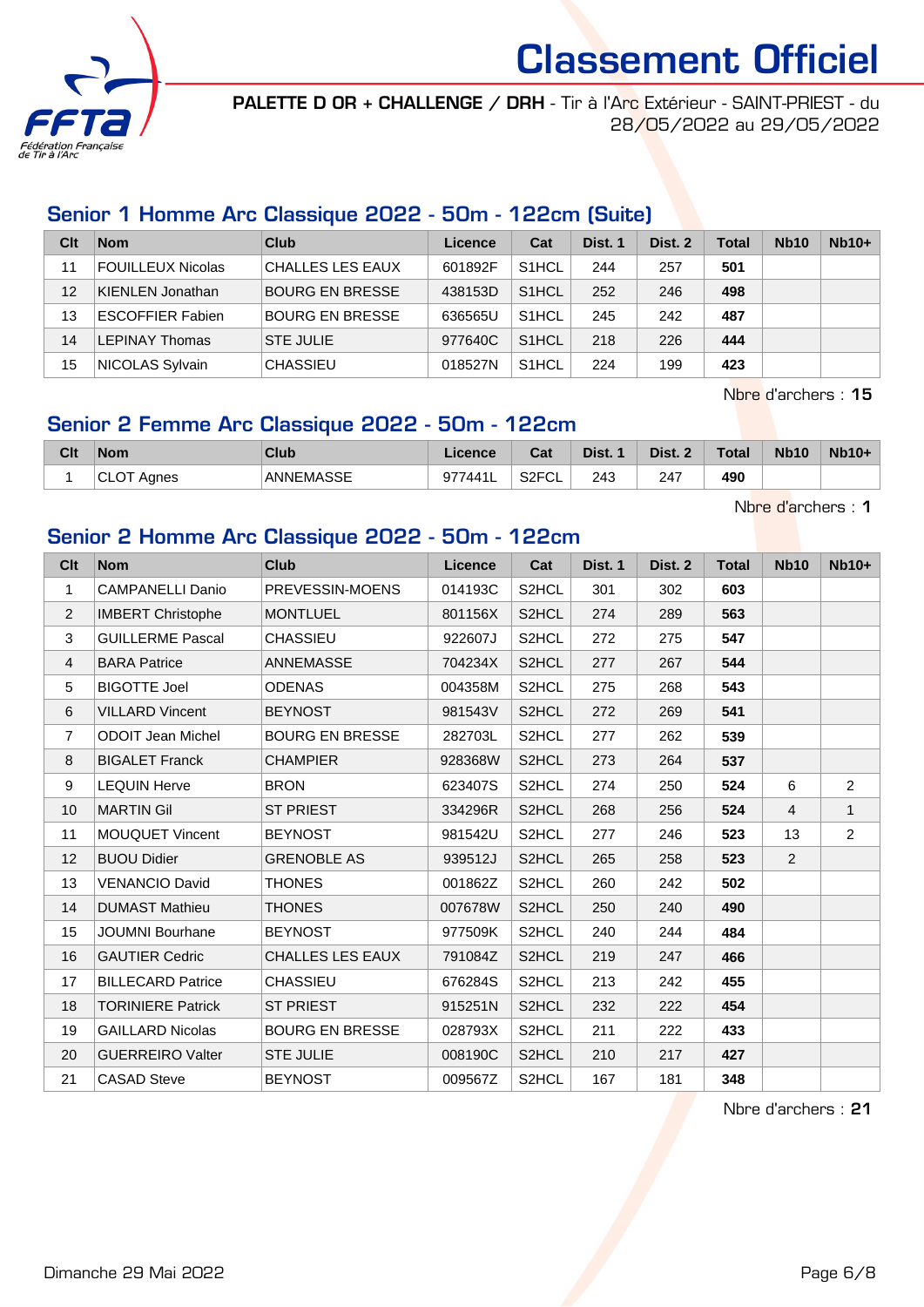# Classement Officiel

**PALETTE D OR + CHALLENGE / DRH** - Tir à l'Arc Extérieur - SAINT-PRIEST - du 28/05/2022 au 29/05/2022

## Senior 1 Homme Arc Classique 2022 - 50m - 122cm (Suite)

| Clt | Nom | Club | Licence | Cat | Dist. 1 | Dist. 2 | Total | Nb10 | Nb10+ |
|---|---|---|---|---|---|---|---|---|---|
| 11 | FOUILLEUX Nicolas | CHALLES LES EAUX | 601892F | S1HCL | 244 | 257 | **501** | | |
| 12 | KIENLEN Jonathan | BOURG EN BRESSE | 438153D | S1HCL | 252 | 246 | **498** | | |
| 13 | ESCOFFIER Fabien | BOURG EN BRESSE | 636565U | S1HCL | 245 | 242 | **487** | | |
| 14 | LEPINAY Thomas | STE JULIE | 977640C | S1HCL | 218 | 226 | **444** | | |
| 15 | NICOLAS Sylvain | CHASSIEU | 018527N | S1HCL | 224 | 199 | **423** | | |

Nbre d'archers : **15**

## Senior 2 Femme Arc Classique 2022 - 50m - 122cm

| Clt | Nom | Club | Licence | Cat | Dist. 1 | Dist. 2 | Total | Nb10 | Nb10+ |
|---|---|---|---|---|---|---|---|---|---|
| 1 | CLOT Agnes | ANNEMASSE | 977441L | S2FCL | 243 | 247 | **490** | | |

Nbre d'archers : **1**

## Senior 2 Homme Arc Classique 2022 - 50m - 122cm

| Clt | Nom | Club | Licence | Cat | Dist. 1 | Dist. 2 | Total | Nb10 | Nb10+ |
|---|---|---|---|---|---|---|---|---|---|
| 1 | CAMPANELLI Danio | PREVESSIN-MOENS | 014193C | S2HCL | 301 | 302 | **603** | | |
| 2 | IMBERT Christophe | MONTLUEL | 801156X | S2HCL | 274 | 289 | **563** | | |
| 3 | GUILLERME Pascal | CHASSIEU | 922607J | S2HCL | 272 | 275 | **547** | | |
| 4 | BARA Patrice | ANNEMASSE | 704234X | S2HCL | 277 | 267 | **544** | | |
| 5 | BIGOTTE Joel | ODENAS | 004358M | S2HCL | 275 | 268 | **543** | | |
| 6 | VILLARD Vincent | BEYNOST | 981543V | S2HCL | 272 | 269 | **541** | | |
| 7 | ODOIT Jean Michel | BOURG EN BRESSE | 282703L | S2HCL | 277 | 262 | **539** | | |
| 8 | BIGALET Franck | CHAMPIER | 928368W | S2HCL | 273 | 264 | **537** | | |
| 9 | LEQUIN Herve | BRON | 623407S | S2HCL | 274 | 250 | **524** | 6 | 2 |
| 10 | MARTIN Gil | ST PRIEST | 334296R | S2HCL | 268 | 256 | **524** | 4 | 1 |
| 11 | MOUQUET Vincent | BEYNOST | 981542U | S2HCL | 277 | 246 | **523** | 13 | 2 |
| 12 | BUOU Didier | GRENOBLE AS | 939512J | S2HCL | 265 | 258 | **523** | 2 | |
| 13 | VENANCIO David | THONES | 001862Z | S2HCL | 260 | 242 | **502** | | |
| 14 | DUMAST Mathieu | THONES | 007678W | S2HCL | 250 | 240 | **490** | | |
| 15 | JOUMNI Bourhane | BEYNOST | 977509K | S2HCL | 240 | 244 | **484** | | |
| 16 | GAUTIER Cedric | CHALLES LES EAUX | 791084Z | S2HCL | 219 | 247 | **466** | | |
| 17 | BILLECARD Patrice | CHASSIEU | 676284S | S2HCL | 213 | 242 | **455** | | |
| 18 | TORINIERE Patrick | ST PRIEST | 915251N | S2HCL | 232 | 222 | **454** | | |
| 19 | GAILLARD Nicolas | BOURG EN BRESSE | 028793X | S2HCL | 211 | 222 | **433** | | |
| 20 | GUERREIRO Valter | STE JULIE | 008190C | S2HCL | 210 | 217 | **427** | | |
| 21 | CASAD Steve | BEYNOST | 009567Z | S2HCL | 167 | 181 | **348** | | |

Nbre d'archers : **21**

Dimanche 29 Mai 2022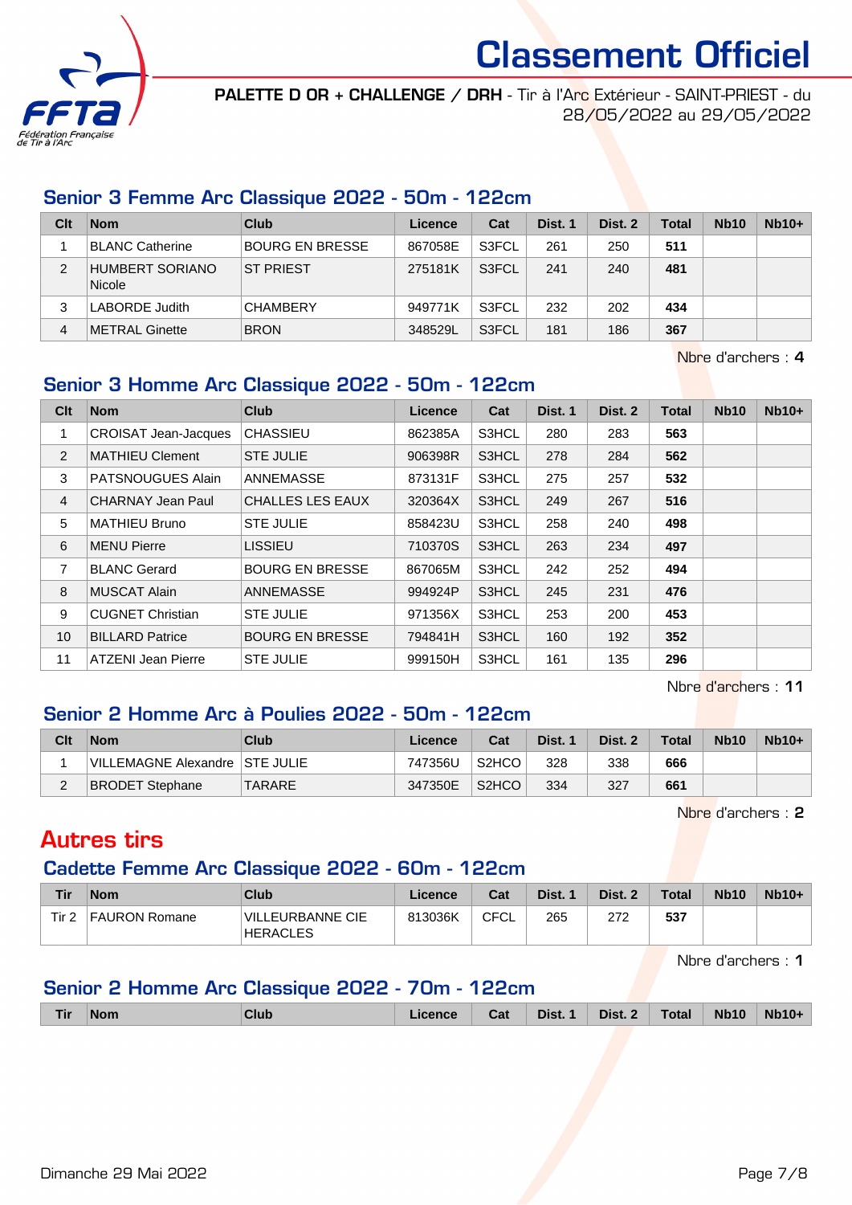# Classement Officiel

**PALETTE D OR + CHALLENGE / DRH** - Tir à l'Arc Extérieur - SAINT-PRIEST - du 28/05/2022 au 29/05/2022

## Senior 3 Femme Arc Classique 2022 - 50m - 122cm

| Clt | Nom | Club | Licence | Cat | Dist. 1 | Dist. 2 | Total | Nb10 | Nb10+ |
|---|---|---|---|---|---|---|---|---|---|
| 1 | BLANC Catherine | BOURG EN BRESSE | 867058E | S3FCL | 261 | 250 | **511** | | |
| 2 | HUMBERT SORIANO Nicole | ST PRIEST | 275181K | S3FCL | 241 | 240 | **481** | | |
| 3 | LABORDE Judith | CHAMBERY | 949771K | S3FCL | 232 | 202 | **434** | | |
| 4 | METRAL Ginette | BRON | 348529L | S3FCL | 181 | 186 | **367** | | |

Nbre d'archers : **4**

## Senior 3 Homme Arc Classique 2022 - 50m - 122cm

| Clt | Nom | Club | Licence | Cat | Dist. 1 | Dist. 2 | Total | Nb10 | Nb10+ |
|---|---|---|---|---|---|---|---|---|---|
| 1 | CROISAT Jean-Jacques | CHASSIEU | 862385A | S3HCL | 280 | 283 | **563** | | |
| 2 | MATHIEU Clement | STE JULIE | 906398R | S3HCL | 278 | 284 | **562** | | |
| 3 | PATSNOUGUES Alain | ANNEMASSE | 873131F | S3HCL | 275 | 257 | **532** | | |
| 4 | CHARNAY Jean Paul | CHALLES LES EAUX | 320364X | S3HCL | 249 | 267 | **516** | | |
| 5 | MATHIEU Bruno | STE JULIE | 858423U | S3HCL | 258 | 240 | **498** | | |
| 6 | MENU Pierre | LISSIEU | 710370S | S3HCL | 263 | 234 | **497** | | |
| 7 | BLANC Gerard | BOURG EN BRESSE | 867065M | S3HCL | 242 | 252 | **494** | | |
| 8 | MUSCAT Alain | ANNEMASSE | 994924P | S3HCL | 245 | 231 | **476** | | |
| 9 | CUGNET Christian | STE JULIE | 971356X | S3HCL | 253 | 200 | **453** | | |
| 10 | BILLARD Patrice | BOURG EN BRESSE | 794841H | S3HCL | 160 | 192 | **352** | | |
| 11 | ATZENI Jean Pierre | STE JULIE | 999150H | S3HCL | 161 | 135 | **296** | | |

Nbre d'archers : **11**

## Senior 2 Homme Arc à Poulies 2022 - 50m - 122cm

| Clt | Nom | Club | Licence | Cat | Dist. 1 | Dist. 2 | Total | Nb10 | Nb10+ |
|---|---|---|---|---|---|---|---|---|---|
| 1 | VILLEMAGNE Alexandre | STE JULIE | 747356U | S2HCO | 328 | 338 | **666** | | |
| 2 | BRODET Stephane | TARARE | 347350E | S2HCO | 334 | 327 | **661** | | |

Nbre d'archers : **2**

# Autres tirs

## Cadette Femme Arc Classique 2022 - 60m - 122cm

| Tir | Nom | Club | Licence | Cat | Dist. 1 | Dist. 2 | Total | Nb10 | Nb10+ |
|---|---|---|---|---|---|---|---|---|---|
| Tir 2 | FAURON Romane | VILLEURBANNE CIE HERACLES | 813036K | CFCL | 265 | 272 | **537** | | |

Nbre d'archers : **1**

## Senior 2 Homme Arc Classique 2022 - 70m - 122cm

| Tir | Nom | Club | Licence | Cat | Dist. 1 | Dist. 2 | Total | Nb10 | Nb10+ |
|---|---|---|---|---|---|---|---|---|---|

Dimanche 29 Mai 2022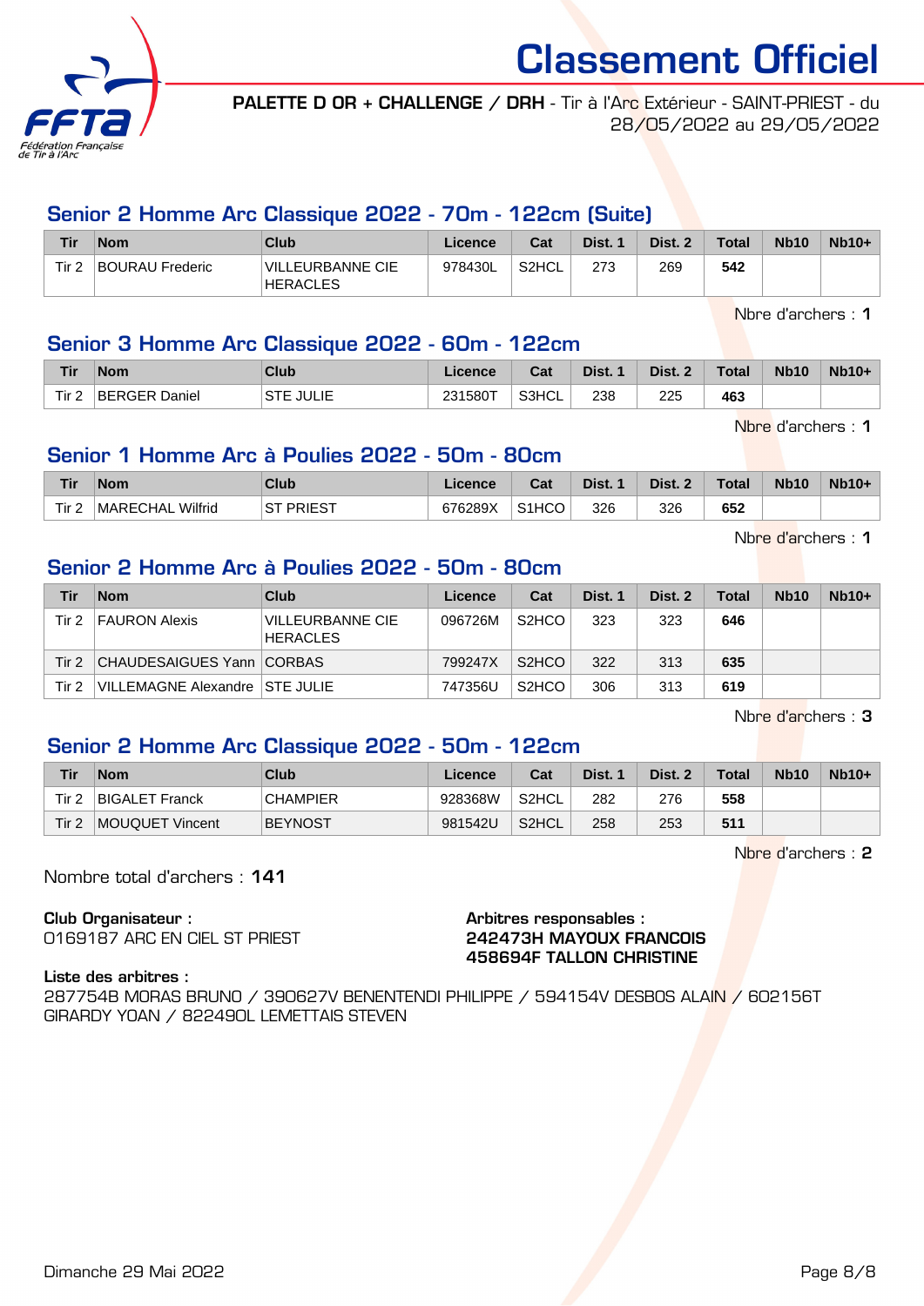# Classement Officiel

**PALETTE D OR + CHALLENGE / DRH** - Tir à l'Arc Extérieur - SAINT-PRIEST - du 28/05/2022 au 29/05/2022

## Senior 2 Homme Arc Classique 2022 - 70m - 122cm (Suite)

| Tir | Nom | Club | Licence | Cat | Dist. 1 | Dist. 2 | Total | Nb10 | Nb10+ |
|---|---|---|---|---|---|---|---|---|---|
| Tir 2 | BOURAU Frederic | VILLEURBANNE CIE HERACLES | 978430L | S2HCL | 273 | 269 | **542** | | |

Nbre d'archers : **1**

## Senior 3 Homme Arc Classique 2022 - 60m - 122cm

| Tir | Nom | Club | Licence | Cat | Dist. 1 | Dist. 2 | Total | Nb10 | Nb10+ |
|---|---|---|---|---|---|---|---|---|---|
| Tir 2 | BERGER Daniel | STE JULIE | 231580T | S3HCL | 238 | 225 | **463** | | |

Nbre d'archers : **1**

## Senior 1 Homme Arc à Poulies 2022 - 50m - 80cm

| Tir | Nom | Club | Licence | Cat | Dist. 1 | Dist. 2 | Total | Nb10 | Nb10+ |
|---|---|---|---|---|---|---|---|---|---|
| Tir 2 | MARECHAL Wilfrid | ST PRIEST | 676289X | S1HCO | 326 | 326 | **652** | | |

Nbre d'archers : **1**

## Senior 2 Homme Arc à Poulies 2022 - 50m - 80cm

| Tir | Nom | Club | Licence | Cat | Dist. 1 | Dist. 2 | Total | Nb10 | Nb10+ |
|---|---|---|---|---|---|---|---|---|---|
| Tir 2 | FAURON Alexis | VILLEURBANNE CIE HERACLES | 096726M | S2HCO | 323 | 323 | **646** | | |
| Tir 2 | CHAUDESAIGUES Yann | CORBAS | 799247X | S2HCO | 322 | 313 | **635** | | |
| Tir 2 | VILLEMAGNE Alexandre | STE JULIE | 747356U | S2HCO | 306 | 313 | **619** | | |

Nbre d'archers : **3**

## Senior 2 Homme Arc Classique 2022 - 50m - 122cm

| Tir | Nom | Club | Licence | Cat | Dist. 1 | Dist. 2 | Total | Nb10 | Nb10+ |
|---|---|---|---|---|---|---|---|---|---|
| Tir 2 | BIGALET Franck | CHAMPIER | 928368W | S2HCL | 282 | 276 | **558** | | |
| Tir 2 | MOUQUET Vincent | BEYNOST | 981542U | S2HCL | 258 | 253 | **511** | | |

Nbre d'archers : **2**

Nombre total d'archers : **141**

**Club Organisateur :**
0169187 ARC EN CIEL ST PRIEST

**Arbitres responsables :**
**242473H MAYOUX FRANCOIS**
**458694F TALLON CHRISTINE**

**Liste des arbitres :**
287754B MORAS BRUNO / 390627V BENENTENDI PHILIPPE / 594154V DESBOS ALAIN / 602156T GIRARDY YOAN / 822490L LEMETTAIS STEVEN

Dimanche 29 Mai 2022